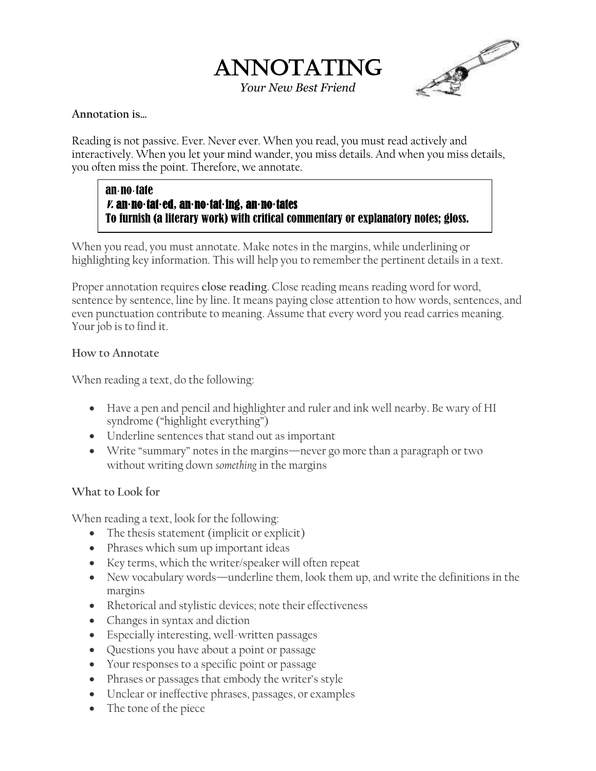# ANNOTATING

*Your New Best Friend*

**Annotation is…**

Reading is not passive. Ever. Never ever. When you read, you must read actively and interactively. When you let your mind wander, you miss details. And when you miss details, you often miss the point. Therefore, we annotate.

> **an·no·tate**
> ***v.* an·no·tat·ed, an·no·tat·ing, an·no·tates**
> **To furnish (a literary work) with critical commentary or explanatory notes; gloss.**

When you read, you must annotate. Make notes in the margins, while underlining or highlighting key information. This will help you to remember the pertinent details in a text.

Proper annotation requires **close reading**. Close reading means reading word for word, sentence by sentence, line by line. It means paying close attention to how words, sentences, and even punctuation contribute to meaning. Assume that every word you read carries meaning. Your job is to find it.

**How to Annotate**

When reading a text, do the following:

- Have a pen and pencil and highlighter and ruler and ink well nearby. Be wary of HI syndrome ("highlight everything")
- Underline sentences that stand out as important
- Write "summary" notes in the margins—never go more than a paragraph or two without writing down *something* in the margins

**What to Look for**

When reading a text, look for the following:

- The thesis statement (implicit or explicit)
- Phrases which sum up important ideas
- Key terms, which the writer/speaker will often repeat
- New vocabulary words—underline them, look them up, and write the definitions in the margins
- Rhetorical and stylistic devices; note their effectiveness
- Changes in syntax and diction
- Especially interesting, well-written passages
- Questions you have about a point or passage
- Your responses to a specific point or passage
- Phrases or passages that embody the writer's style
- Unclear or ineffective phrases, passages, or examples
- The tone of the piece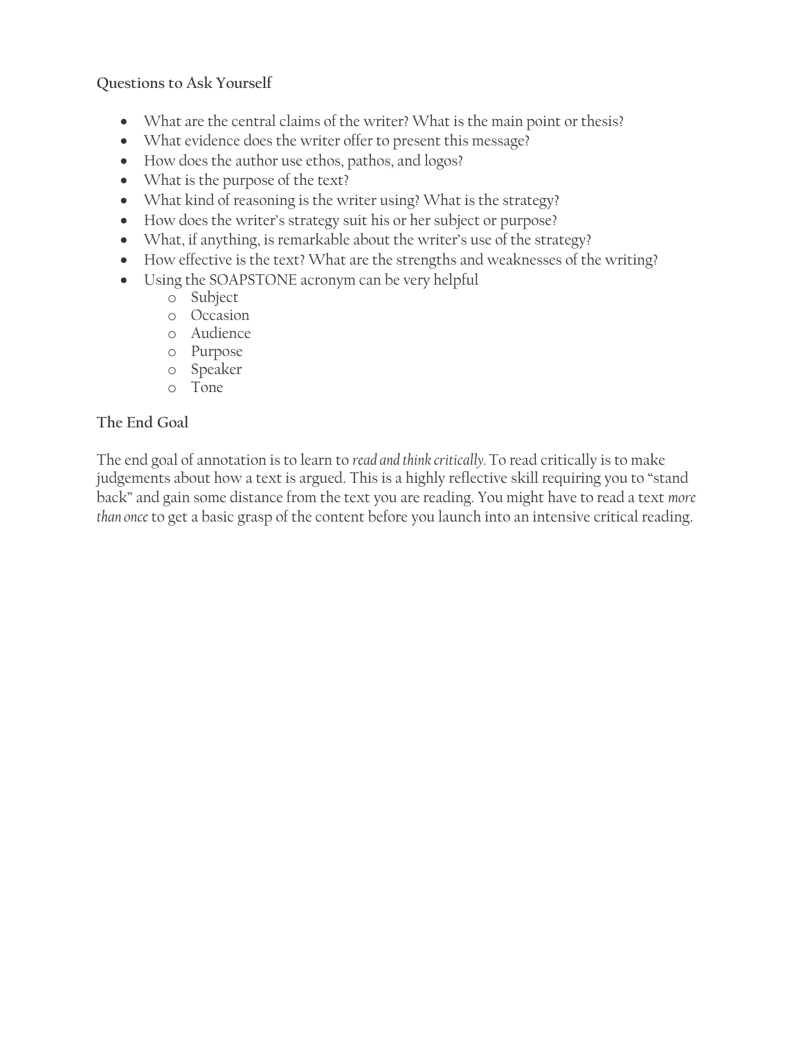**Questions to Ask Yourself**

- What are the central claims of the writer? What is the main point or thesis?
- What evidence does the writer offer to present this message?
- How does the author use ethos, pathos, and logos?
- What is the purpose of the text?
- What kind of reasoning is the writer using? What is the strategy?
- How does the writer's strategy suit his or her subject or purpose?
- What, if anything, is remarkable about the writer's use of the strategy?
- How effective is the text? What are the strengths and weaknesses of the writing?
- Using the SOAPSTONE acronym can be very helpful
  - Subject
  - Occasion
  - Audience
  - Purpose
  - Speaker
  - Tone

**The End Goal**

The end goal of annotation is to learn to *read and think critically*. To read critically is to make judgements about how a text is argued. This is a highly reflective skill requiring you to "stand back" and gain some distance from the text you are reading. You might have to read a text *more than once* to get a basic grasp of the content before you launch into an intensive critical reading.